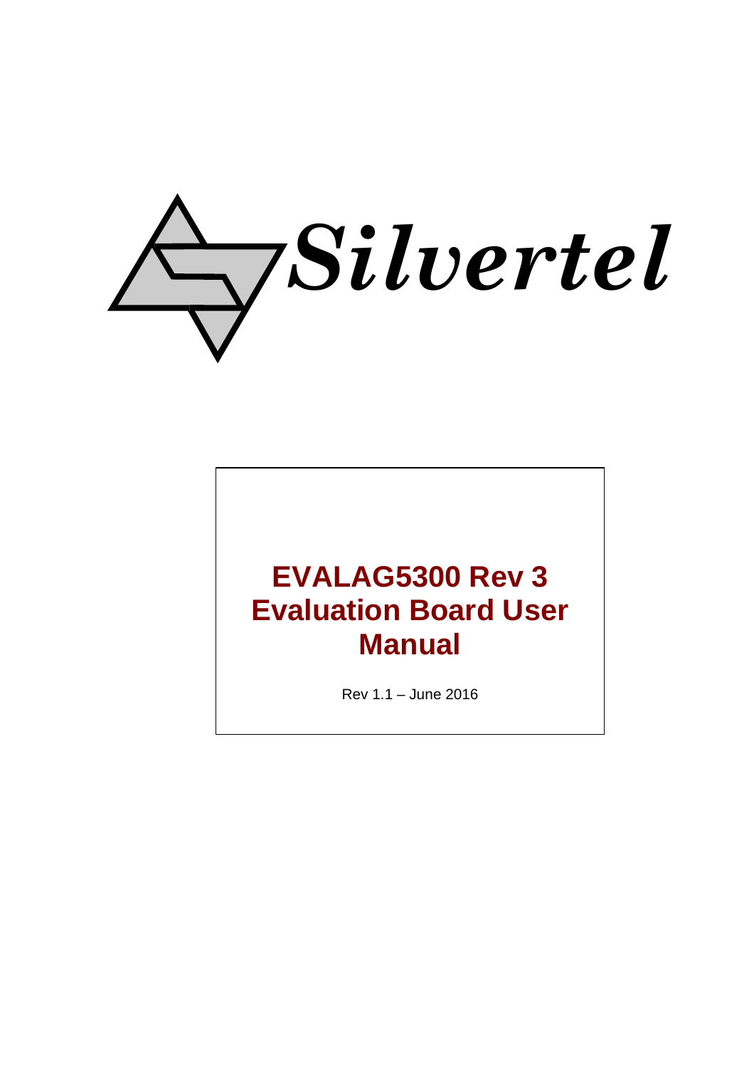Silvertel

# EVALAG5300 Rev 3 Evaluation Board User Manual

Rev 1.1 – June 2016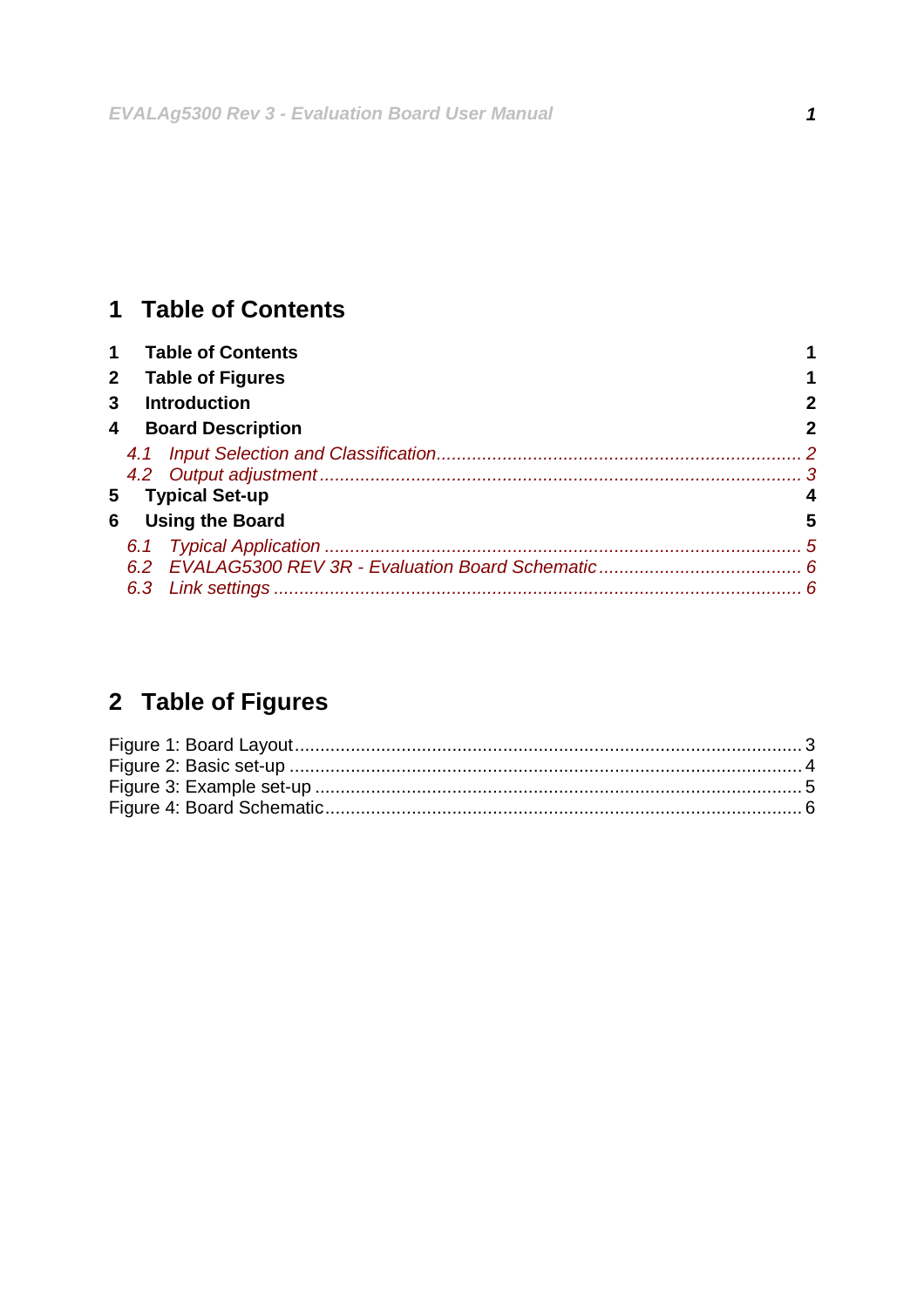# 1 Table of Contents

| | | |
|---|---|---|
| **1** | **Table of Contents** | **1** |
| **2** | **Table of Figures** | **1** |
| **3** | **Introduction** | **2** |
| **4** | **Board Description** | **2** |
| *4.1* | *Input Selection and Classification* | *2* |
| *4.2* | *Output adjustment* | *3* |
| **5** | **Typical Set-up** | **4** |
| **6** | **Using the Board** | **5** |
| *6.1* | *Typical Application* | *5* |
| *6.2* | *EVALAG5300 REV 3R - Evaluation Board Schematic* | *6* |
| *6.3* | *Link settings* | *6* |

# 2 Table of Figures

Figure 1: Board Layout.................................................................................................3
Figure 2: Basic set-up ...................................................................................................4
Figure 3: Example set-up ..............................................................................................5
Figure 4: Board Schematic............................................................................................6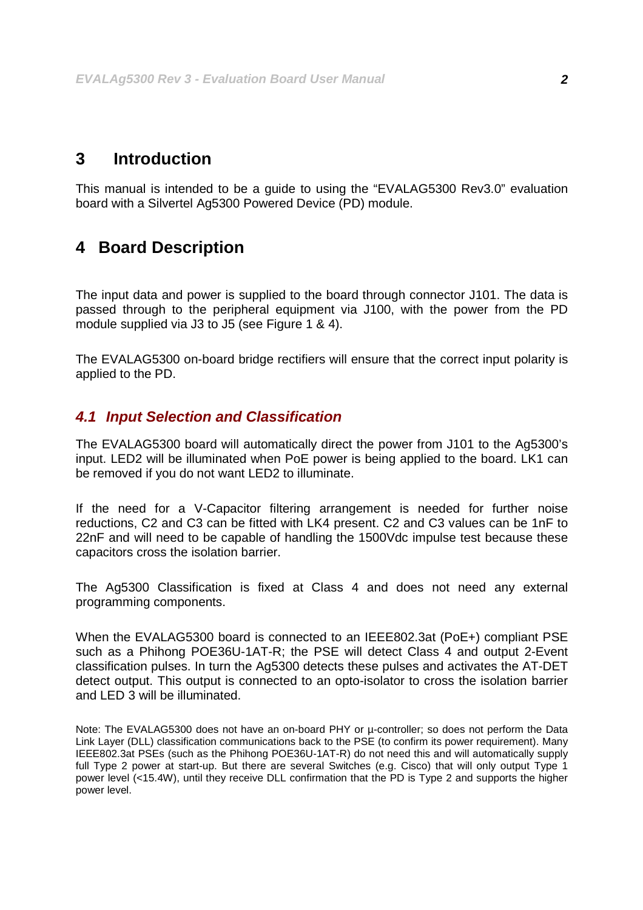# 3 Introduction

This manual is intended to be a guide to using the "EVALAG5300 Rev3.0" evaluation board with a Silvertel Ag5300 Powered Device (PD) module.

# 4 Board Description

The input data and power is supplied to the board through connector J101. The data is passed through to the peripheral equipment via J100, with the power from the PD module supplied via J3 to J5 (see Figure 1 & 4).

The EVALAG5300 on-board bridge rectifiers will ensure that the correct input polarity is applied to the PD.

## *4.1 Input Selection and Classification*

The EVALAG5300 board will automatically direct the power from J101 to the Ag5300's input. LED2 will be illuminated when PoE power is being applied to the board. LK1 can be removed if you do not want LED2 to illuminate.

If the need for a V-Capacitor filtering arrangement is needed for further noise reductions, C2 and C3 can be fitted with LK4 present. C2 and C3 values can be 1nF to 22nF and will need to be capable of handling the 1500Vdc impulse test because these capacitors cross the isolation barrier.

The Ag5300 Classification is fixed at Class 4 and does not need any external programming components.

When the EVALAG5300 board is connected to an IEEE802.3at (PoE+) compliant PSE such as a Phihong POE36U-1AT-R; the PSE will detect Class 4 and output 2-Event classification pulses. In turn the Ag5300 detects these pulses and activates the AT-DET detect output. This output is connected to an opto-isolator to cross the isolation barrier and LED 3 will be illuminated.

Note: The EVALAG5300 does not have an on-board PHY or µ-controller; so does not perform the Data Link Layer (DLL) classification communications back to the PSE (to confirm its power requirement). Many IEEE802.3at PSEs (such as the Phihong POE36U-1AT-R) do not need this and will automatically supply full Type 2 power at start-up. But there are several Switches (e.g. Cisco) that will only output Type 1 power level (<15.4W), until they receive DLL confirmation that the PD is Type 2 and supports the higher power level.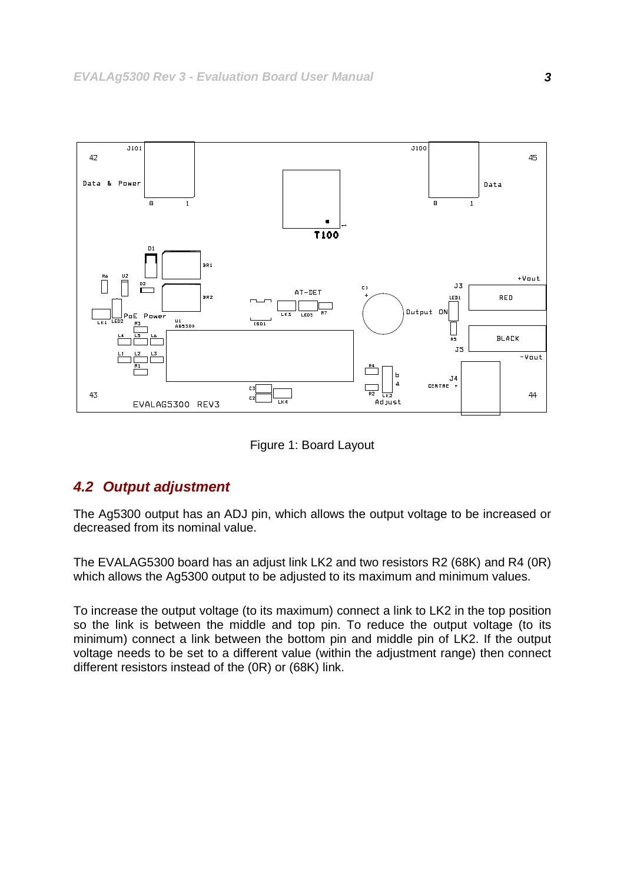Figure 1: Board Layout

### 4.2 Output adjustment

The Ag5300 output has an ADJ pin, which allows the output voltage to be increased or decreased from its nominal value.

The EVALAG5300 board has an adjust link LK2 and two resistors R2 (68K) and R4 (0R) which allows the Ag5300 output to be adjusted to its maximum and minimum values.

To increase the output voltage (to its maximum) connect a link to LK2 in the top position so the link is between the middle and top pin. To reduce the output voltage (to its minimum) connect a link between the bottom pin and middle pin of LK2. If the output voltage needs to be set to a different value (within the adjustment range) then connect different resistors instead of the (0R) or (68K) link.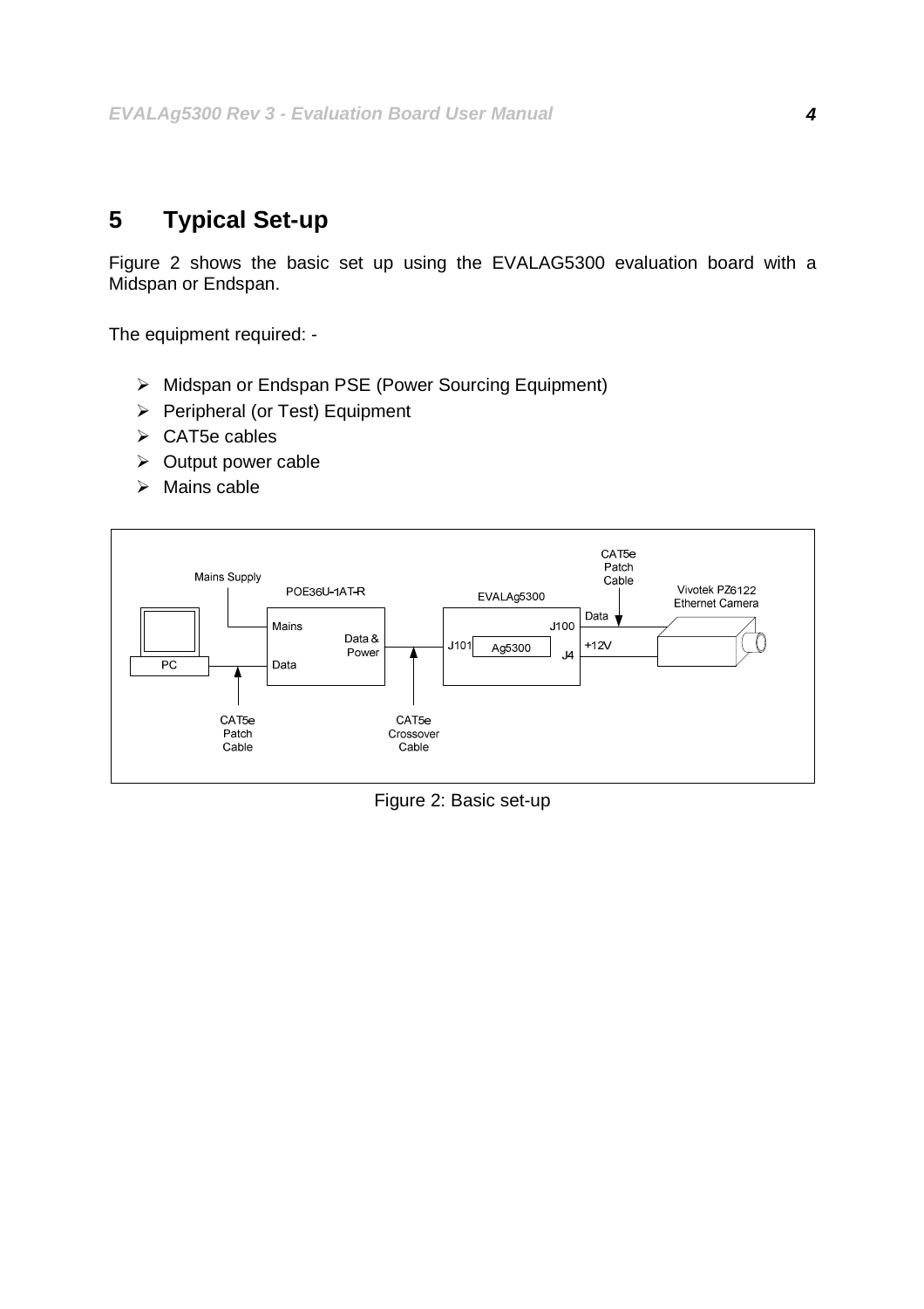# 5 Typical Set-up

Figure 2 shows the basic set up using the EVALAG5300 evaluation board with a Midspan or Endspan.

The equipment required: -

- Midspan or Endspan PSE (Power Sourcing Equipment)
- Peripheral (or Test) Equipment
- CAT5e cables
- Output power cable
- Mains cable

Figure 2: Basic set-up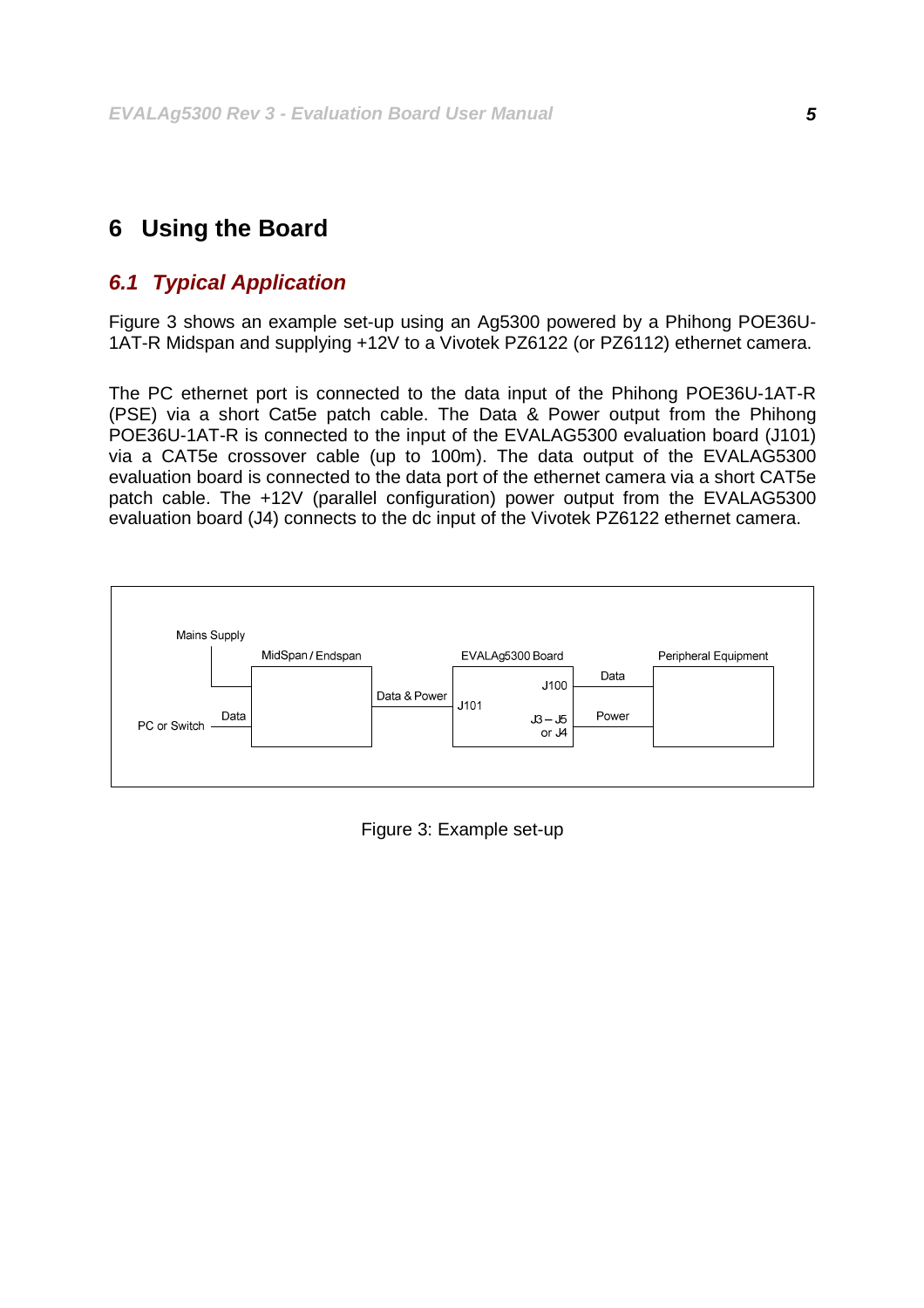# 6 Using the Board

## *6.1 Typical Application*

Figure 3 shows an example set-up using an Ag5300 powered by a Phihong POE36U-1AT-R Midspan and supplying +12V to a Vivotek PZ6122 (or PZ6112) ethernet camera.

The PC ethernet port is connected to the data input of the Phihong POE36U-1AT-R (PSE) via a short Cat5e patch cable. The Data & Power output from the Phihong POE36U-1AT-R is connected to the input of the EVALAG5300 evaluation board (J101) via a CAT5e crossover cable (up to 100m). The data output of the EVALAG5300 evaluation board is connected to the data port of the ethernet camera via a short CAT5e patch cable. The +12V (parallel configuration) power output from the EVALAG5300 evaluation board (J4) connects to the dc input of the Vivotek PZ6122 ethernet camera.

Figure 3: Example set-up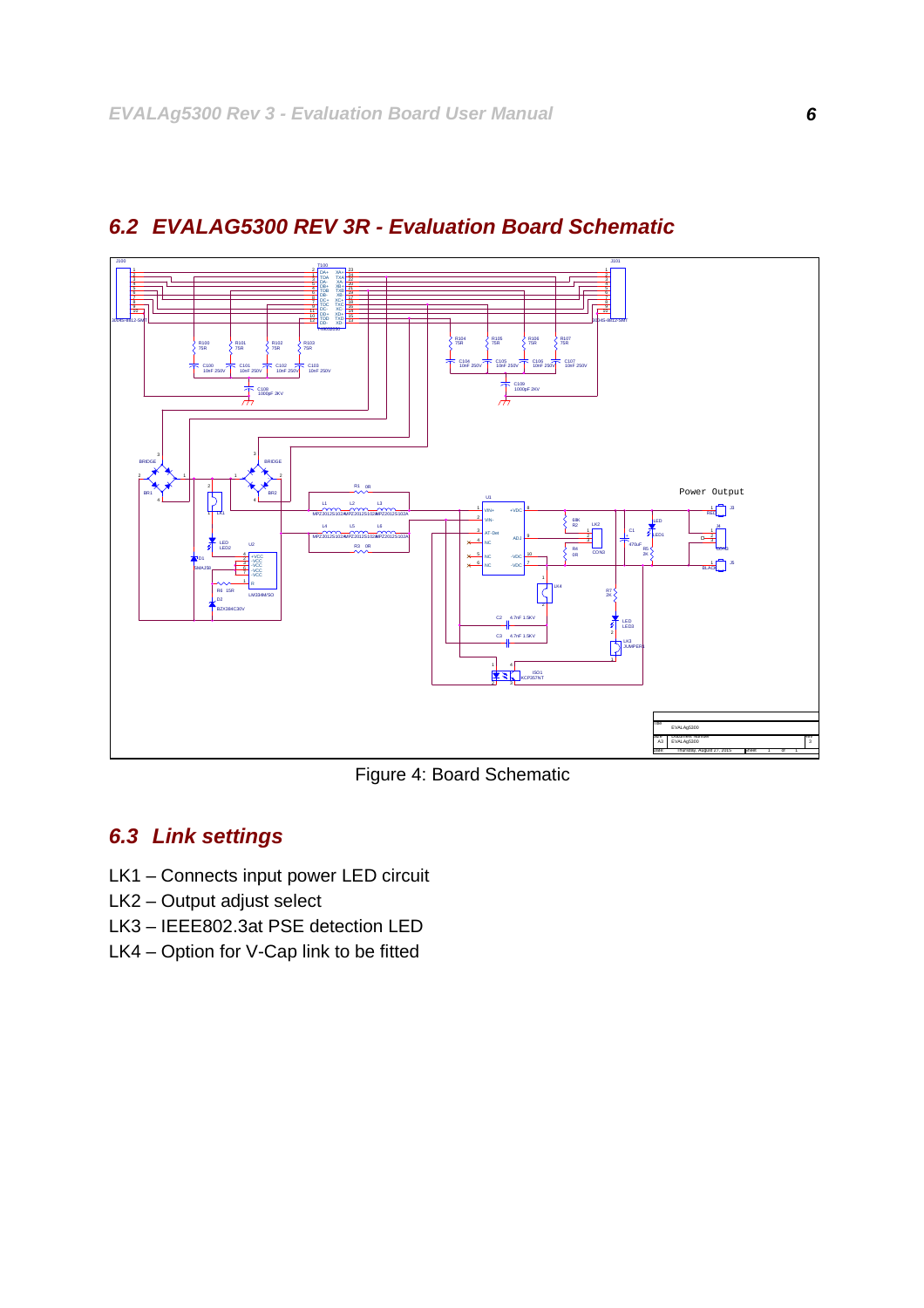## 6.2 EVALAG5300 REV 3R - Evaluation Board Schematic

Figure 4: Board Schematic

## 6.3 Link settings

LK1 – Connects input power LED circuit

LK2 – Output adjust select

LK3 – IEEE802.3at PSE detection LED

LK4 – Option for V-Cap link to be fitted